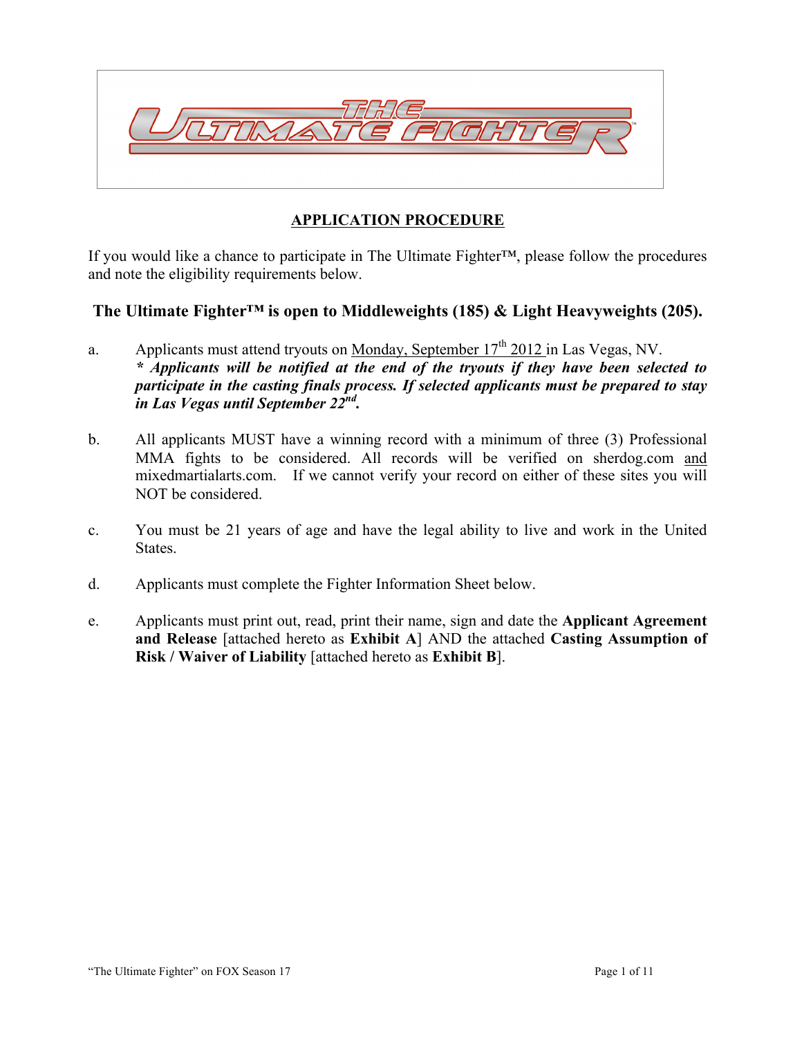# THE ULTIMATE FIGHTER™

## APPLICATION PROCEDURE

If you would like a chance to participate in The Ultimate Fighter™, please follow the procedures and note the eligibility requirements below.

### The Ultimate Fighter™ is open to Middleweights (185) & Light Heavyweights (205).

a. Applicants must attend tryouts on Monday, September 17th 2012 in Las Vegas, NV.
***\* Applicants will be notified at the end of the tryouts if they have been selected to participate in the casting finals process. If selected applicants must be prepared to stay in Las Vegas until September 22nd.***

b. All applicants MUST have a winning record with a minimum of three (3) Professional MMA fights to be considered. All records will be verified on sherdog.com and mixedmartialarts.com. If we cannot verify your record on either of these sites you will NOT be considered.

c. You must be 21 years of age and have the legal ability to live and work in the United States.

d. Applicants must complete the Fighter Information Sheet below.

e. Applicants must print out, read, print their name, sign and date the **Applicant Agreement and Release** [attached hereto as **Exhibit A**] AND the attached **Casting Assumption of Risk / Waiver of Liability** [attached hereto as **Exhibit B**].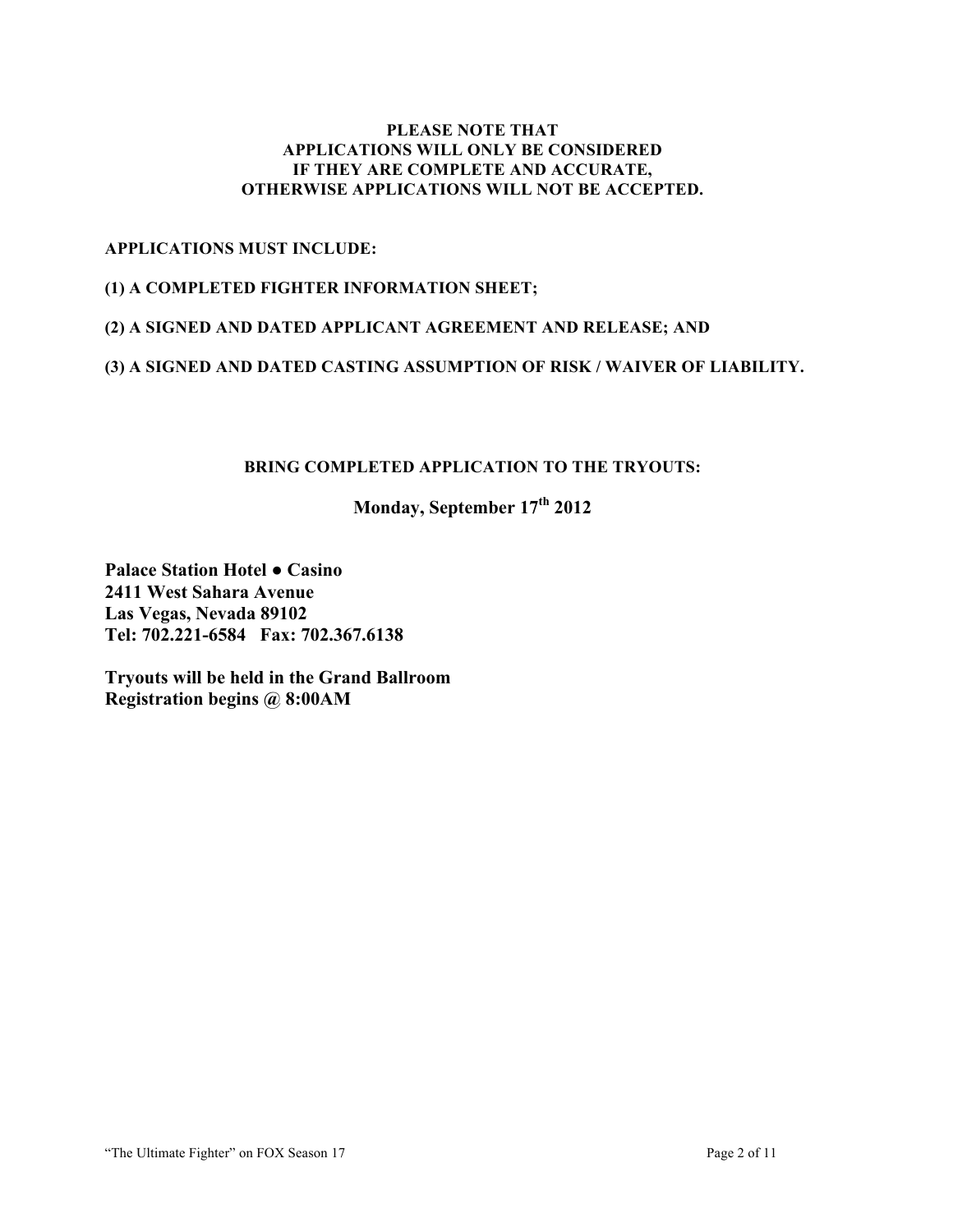**PLEASE NOTE THAT**
**APPLICATIONS WILL ONLY BE CONSIDERED**
**IF THEY ARE COMPLETE AND ACCURATE,**
**OTHERWISE APPLICATIONS WILL NOT BE ACCEPTED.**

**APPLICATIONS MUST INCLUDE:**

**(1) A COMPLETED FIGHTER INFORMATION SHEET;**

**(2) A SIGNED AND DATED APPLICANT AGREEMENT AND RELEASE; AND**

**(3) A SIGNED AND DATED CASTING ASSUMPTION OF RISK / WAIVER OF LIABILITY.**

**BRING COMPLETED APPLICATION TO THE TRYOUTS:**

**Monday, September 17th 2012**

**Palace Station Hotel ● Casino**
**2411 West Sahara Avenue**
**Las Vegas, Nevada 89102**
**Tel: 702.221-6584 Fax: 702.367.6138**

**Tryouts will be held in the Grand Ballroom**
**Registration begins @ 8:00AM**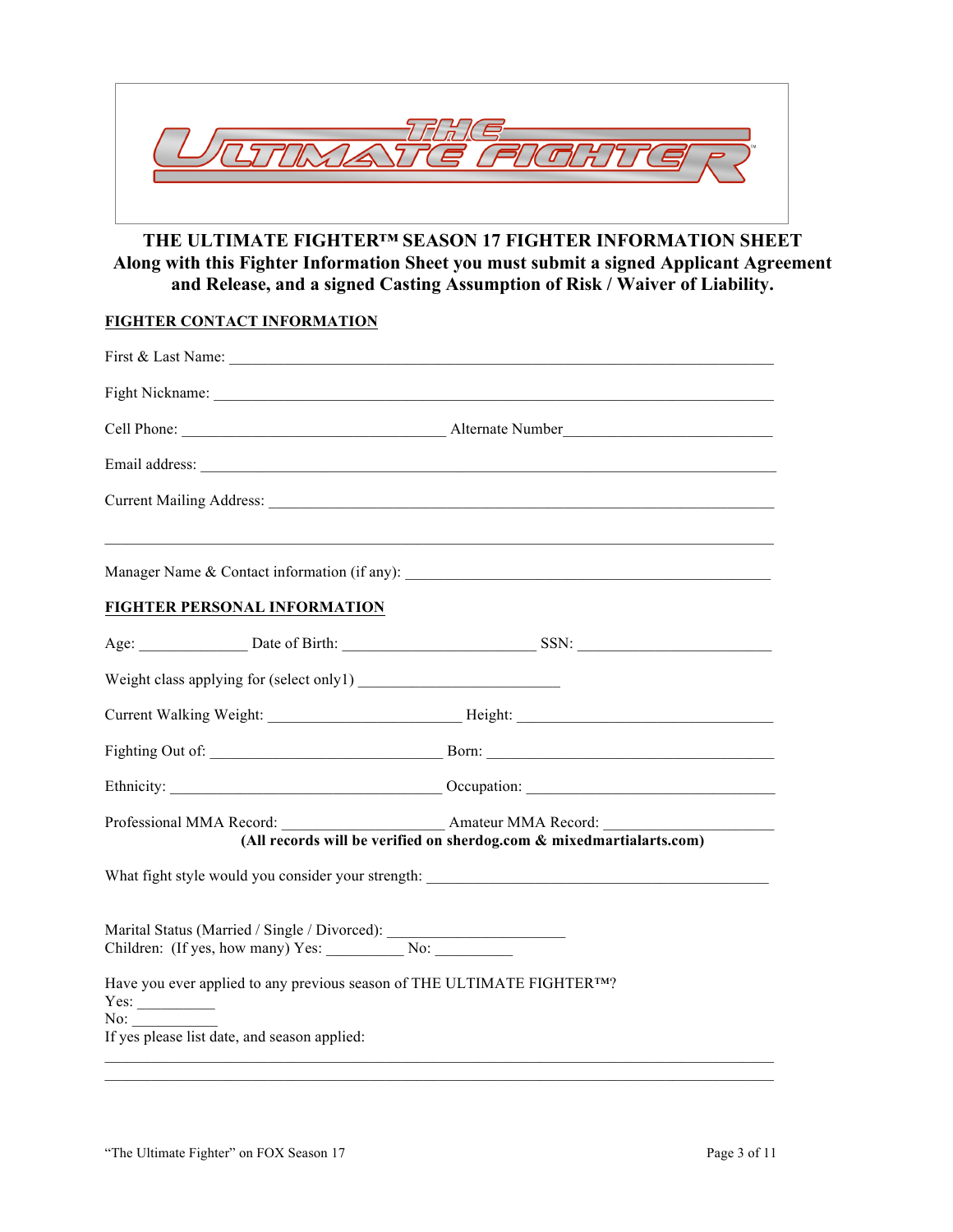# THE ULTIMATE FIGHTER™ SEASON 17 FIGHTER INFORMATION SHEET

**Along with this Fighter Information Sheet you must submit a signed Applicant Agreement and Release, and a signed Casting Assumption of Risk / Waiver of Liability.**

**FIGHTER CONTACT INFORMATION**

First & Last Name: ______________________________________________________________

Fight Nickname: ________________________________________________________________

Cell Phone: ______________________________ Alternate Number________________________

Email address: __________________________________________________________________

Current Mailing Address: __________________________________________________________

_______________________________________________________________________________

Manager Name & Contact information (if any): ________________________________________

**FIGHTER PERSONAL INFORMATION**

Age: ____________ Date of Birth: ______________________ SSN: ______________________

Weight class applying for (select only1) _______________________

Current Walking Weight: ______________________ Height: _____________________________

Fighting Out of: __________________________ Born: _________________________________

Ethnicity: _______________________________ Occupation: ____________________________

Professional MMA Record: ___________________ Amateur MMA Record: ___________________

**(All records will be verified on sherdog.com & mixedmartialarts.com)**

What fight style would you consider your strength: _______________________________________

Marital Status (Married / Single / Divorced): ____________________

Children: (If yes, how many) Yes: _________ No: _________

Have you ever applied to any previous season of THE ULTIMATE FIGHTER™?

Yes: _________

No: __________

If yes please list date, and season applied:

_______________________________________________________________________________

_______________________________________________________________________________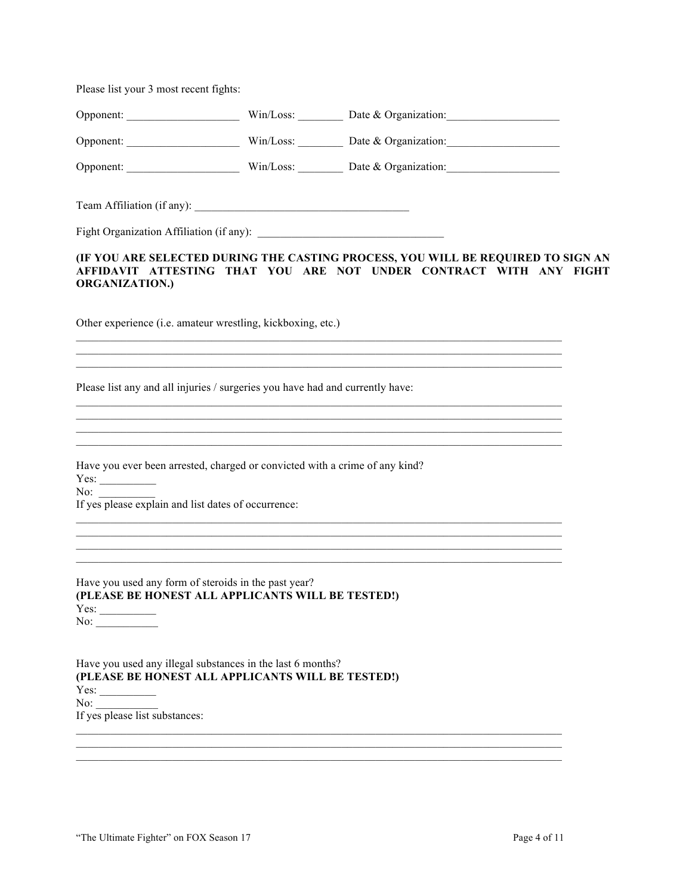Please list your 3 most recent fights:

Opponent: ____________________ Win/Loss: ________ Date & Organization:____________________

Opponent: ____________________ Win/Loss: ________ Date & Organization:____________________

Opponent: ____________________ Win/Loss: ________ Date & Organization:____________________

Team Affiliation (if any): ______________________________________

Fight Organization Affiliation (if any): _________________________________

**(IF YOU ARE SELECTED DURING THE CASTING PROCESS, YOU WILL BE REQUIRED TO SIGN AN AFFIDAVIT ATTESTING THAT YOU ARE NOT UNDER CONTRACT WITH ANY FIGHT ORGANIZATION.)**

Other experience (i.e. amateur wrestling, kickboxing, etc.)

_____________________________________________________________________________________
_____________________________________________________________________________________
_____________________________________________________________________________________

Please list any and all injuries / surgeries you have had and currently have:

_____________________________________________________________________________________
_____________________________________________________________________________________
_____________________________________________________________________________________
_____________________________________________________________________________________

Have you ever been arrested, charged or convicted with a crime of any kind?
Yes: __________
No: __________
If yes please explain and list dates of occurrence:

_____________________________________________________________________________________
_____________________________________________________________________________________
_____________________________________________________________________________________
_____________________________________________________________________________________

Have you used any form of steroids in the past year?
**(PLEASE BE HONEST ALL APPLICANTS WILL BE TESTED!)**
Yes: __________
No: ___________

Have you used any illegal substances in the last 6 months?
**(PLEASE BE HONEST ALL APPLICANTS WILL BE TESTED!)**
Yes: __________
No: ___________
If yes please list substances:

_____________________________________________________________________________________
_____________________________________________________________________________________
_____________________________________________________________________________________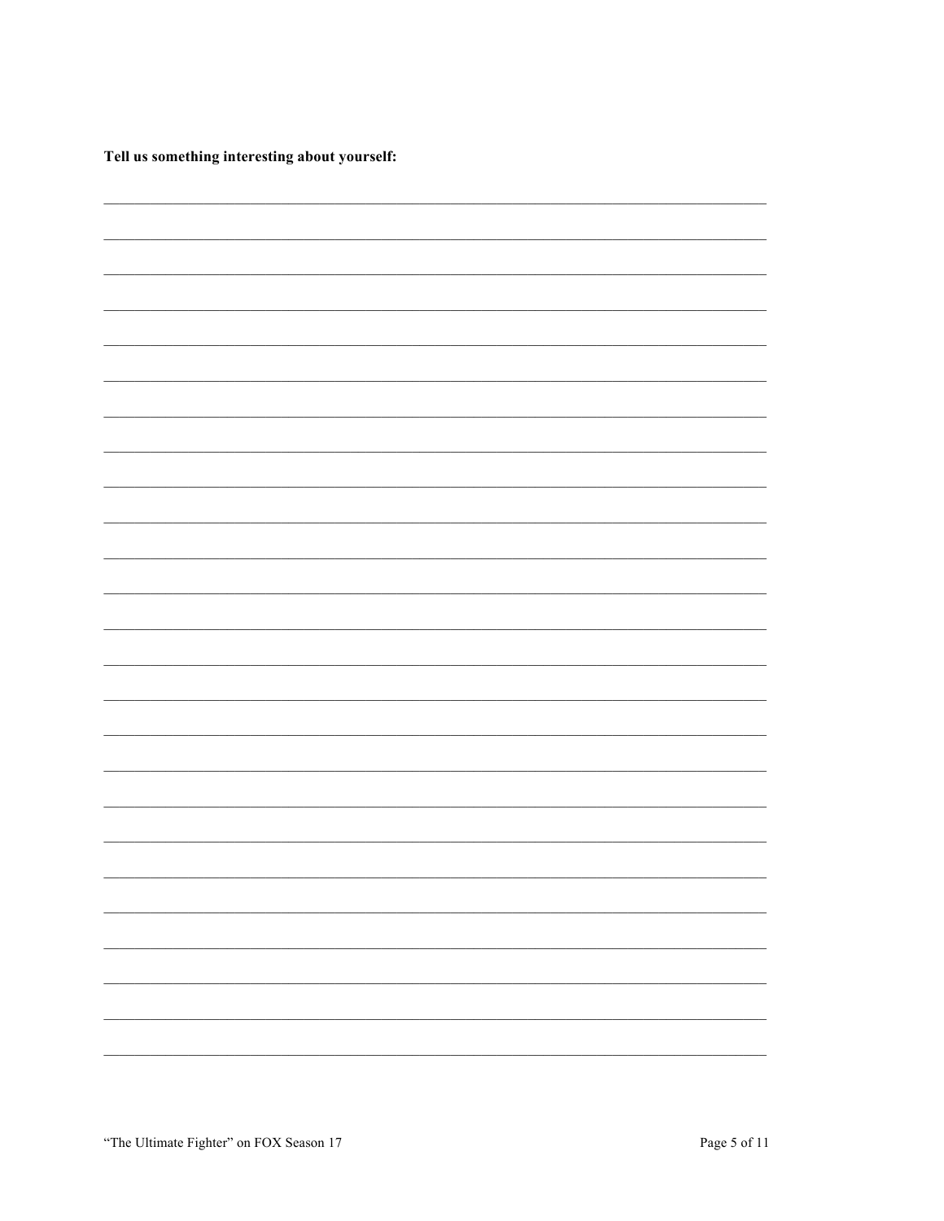**Tell us something interesting about yourself:**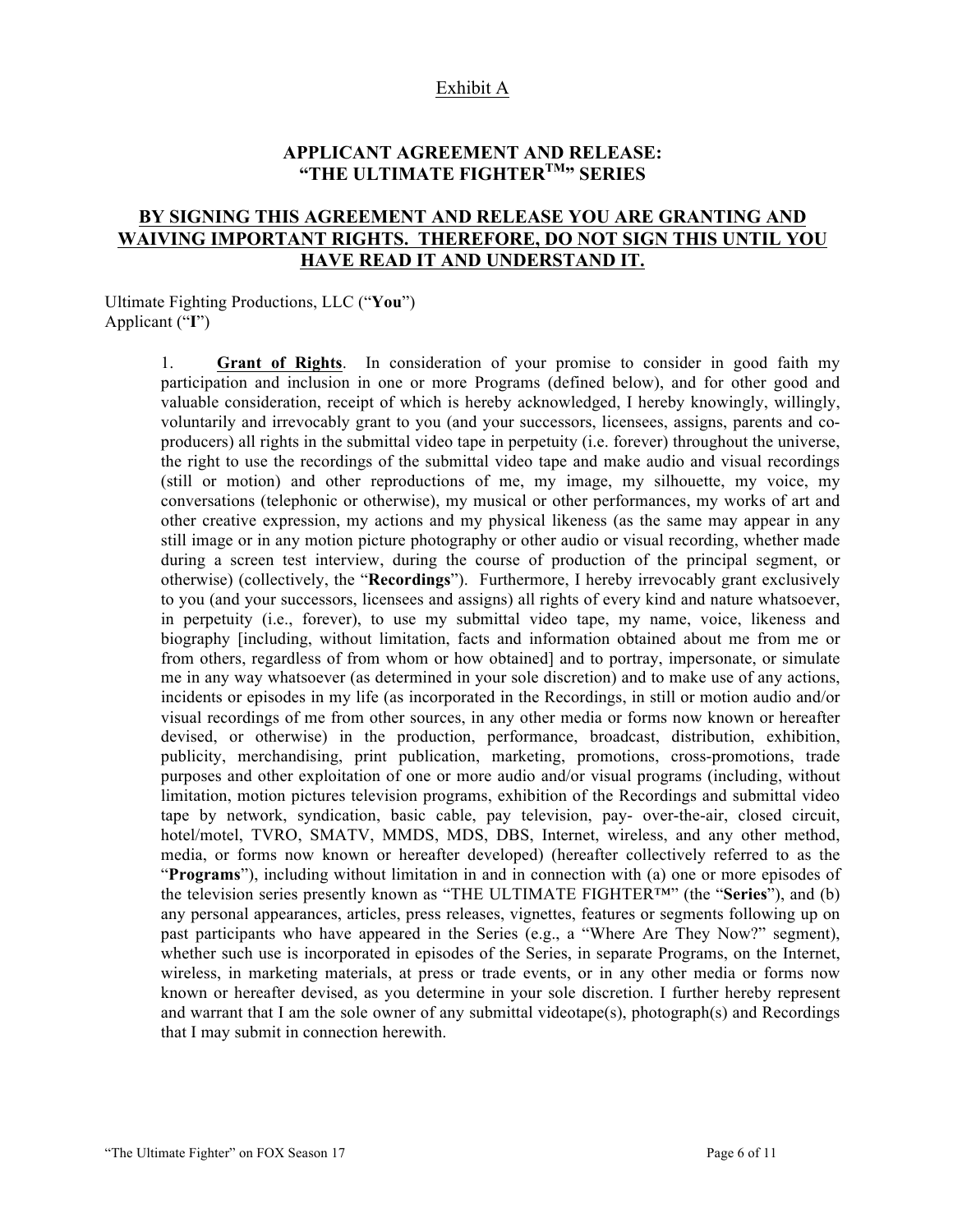Exhibit A

## APPLICANT AGREEMENT AND RELEASE: "THE ULTIMATE FIGHTER™" SERIES

**BY SIGNING THIS AGREEMENT AND RELEASE YOU ARE GRANTING AND WAIVING IMPORTANT RIGHTS. THEREFORE, DO NOT SIGN THIS UNTIL YOU HAVE READ IT AND UNDERSTAND IT.**

Ultimate Fighting Productions, LLC ("**You**")
Applicant ("**I**")

1. **Grant of Rights**. In consideration of your promise to consider in good faith my participation and inclusion in one or more Programs (defined below), and for other good and valuable consideration, receipt of which is hereby acknowledged, I hereby knowingly, willingly, voluntarily and irrevocably grant to you (and your successors, licensees, assigns, parents and co-producers) all rights in the submittal video tape in perpetuity (i.e. forever) throughout the universe, the right to use the recordings of the submittal video tape and make audio and visual recordings (still or motion) and other reproductions of me, my image, my silhouette, my voice, my conversations (telephonic or otherwise), my musical or other performances, my works of art and other creative expression, my actions and my physical likeness (as the same may appear in any still image or in any motion picture photography or other audio or visual recording, whether made during a screen test interview, during the course of production of the principal segment, or otherwise) (collectively, the "**Recordings**"). Furthermore, I hereby irrevocably grant exclusively to you (and your successors, licensees and assigns) all rights of every kind and nature whatsoever, in perpetuity (i.e., forever), to use my submittal video tape, my name, voice, likeness and biography [including, without limitation, facts and information obtained about me from me or from others, regardless of from whom or how obtained] and to portray, impersonate, or simulate me in any way whatsoever (as determined in your sole discretion) and to make use of any actions, incidents or episodes in my life (as incorporated in the Recordings, in still or motion audio and/or visual recordings of me from other sources, in any other media or forms now known or hereafter devised, or otherwise) in the production, performance, broadcast, distribution, exhibition, publicity, merchandising, print publication, marketing, promotions, cross-promotions, trade purposes and other exploitation of one or more audio and/or visual programs (including, without limitation, motion pictures television programs, exhibition of the Recordings and submittal video tape by network, syndication, basic cable, pay television, pay- over-the-air, closed circuit, hotel/motel, TVRO, SMATV, MMDS, MDS, DBS, Internet, wireless, and any other method, media, or forms now known or hereafter developed) (hereafter collectively referred to as the "**Programs**"), including without limitation in and in connection with (a) one or more episodes of the television series presently known as "THE ULTIMATE FIGHTER™" (the "**Series**"), and (b) any personal appearances, articles, press releases, vignettes, features or segments following up on past participants who have appeared in the Series (e.g., a "Where Are They Now?" segment), whether such use is incorporated in episodes of the Series, in separate Programs, on the Internet, wireless, in marketing materials, at press or trade events, or in any other media or forms now known or hereafter devised, as you determine in your sole discretion. I further hereby represent and warrant that I am the sole owner of any submittal videotape(s), photograph(s) and Recordings that I may submit in connection herewith.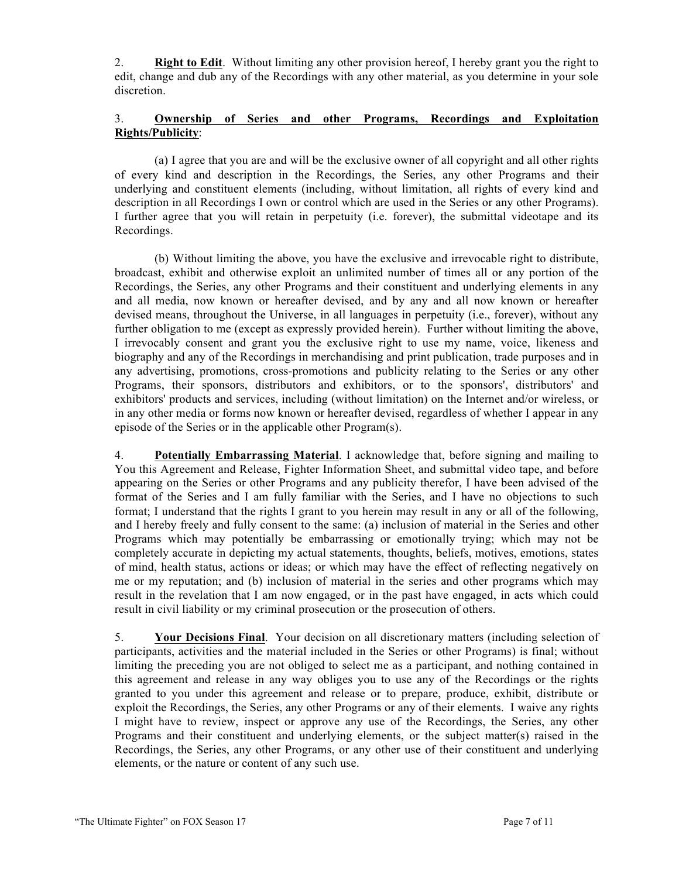2. **Right to Edit**. Without limiting any other provision hereof, I hereby grant you the right to edit, change and dub any of the Recordings with any other material, as you determine in your sole discretion.

3. **Ownership of Series and other Programs, Recordings and Exploitation Rights/Publicity**:

(a) I agree that you are and will be the exclusive owner of all copyright and all other rights of every kind and description in the Recordings, the Series, any other Programs and their underlying and constituent elements (including, without limitation, all rights of every kind and description in all Recordings I own or control which are used in the Series or any other Programs). I further agree that you will retain in perpetuity (i.e. forever), the submittal videotape and its Recordings.

(b) Without limiting the above, you have the exclusive and irrevocable right to distribute, broadcast, exhibit and otherwise exploit an unlimited number of times all or any portion of the Recordings, the Series, any other Programs and their constituent and underlying elements in any and all media, now known or hereafter devised, and by any and all now known or hereafter devised means, throughout the Universe, in all languages in perpetuity (i.e., forever), without any further obligation to me (except as expressly provided herein). Further without limiting the above, I irrevocably consent and grant you the exclusive right to use my name, voice, likeness and biography and any of the Recordings in merchandising and print publication, trade purposes and in any advertising, promotions, cross-promotions and publicity relating to the Series or any other Programs, their sponsors, distributors and exhibitors, or to the sponsors', distributors' and exhibitors' products and services, including (without limitation) on the Internet and/or wireless, or in any other media or forms now known or hereafter devised, regardless of whether I appear in any episode of the Series or in the applicable other Program(s).

4. **Potentially Embarrassing Material**. I acknowledge that, before signing and mailing to You this Agreement and Release, Fighter Information Sheet, and submittal video tape, and before appearing on the Series or other Programs and any publicity therefor, I have been advised of the format of the Series and I am fully familiar with the Series, and I have no objections to such format; I understand that the rights I grant to you herein may result in any or all of the following, and I hereby freely and fully consent to the same: (a) inclusion of material in the Series and other Programs which may potentially be embarrassing or emotionally trying; which may not be completely accurate in depicting my actual statements, thoughts, beliefs, motives, emotions, states of mind, health status, actions or ideas; or which may have the effect of reflecting negatively on me or my reputation; and (b) inclusion of material in the series and other programs which may result in the revelation that I am now engaged, or in the past have engaged, in acts which could result in civil liability or my criminal prosecution or the prosecution of others.

5. **Your Decisions Final**. Your decision on all discretionary matters (including selection of participants, activities and the material included in the Series or other Programs) is final; without limiting the preceding you are not obliged to select me as a participant, and nothing contained in this agreement and release in any way obliges you to use any of the Recordings or the rights granted to you under this agreement and release or to prepare, produce, exhibit, distribute or exploit the Recordings, the Series, any other Programs or any of their elements. I waive any rights I might have to review, inspect or approve any use of the Recordings, the Series, any other Programs and their constituent and underlying elements, or the subject matter(s) raised in the Recordings, the Series, any other Programs, or any other use of their constituent and underlying elements, or the nature or content of any such use.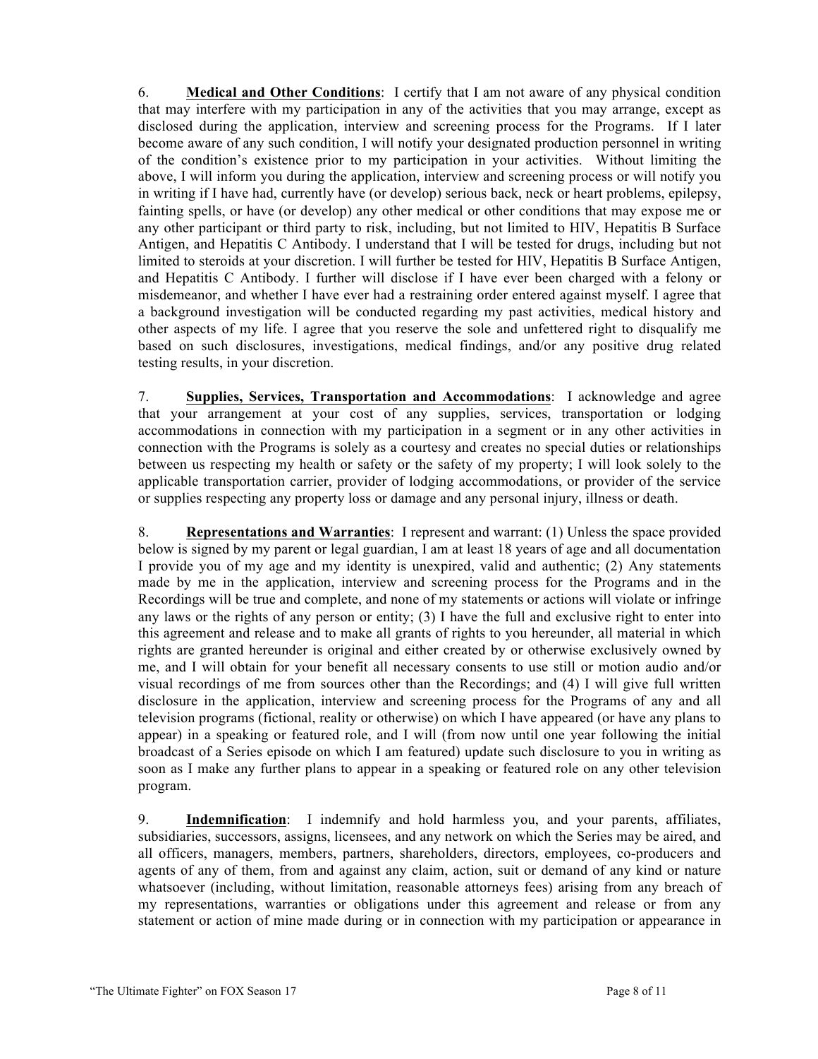6. **Medical and Other Conditions**: I certify that I am not aware of any physical condition that may interfere with my participation in any of the activities that you may arrange, except as disclosed during the application, interview and screening process for the Programs. If I later become aware of any such condition, I will notify your designated production personnel in writing of the condition's existence prior to my participation in your activities. Without limiting the above, I will inform you during the application, interview and screening process or will notify you in writing if I have had, currently have (or develop) serious back, neck or heart problems, epilepsy, fainting spells, or have (or develop) any other medical or other conditions that may expose me or any other participant or third party to risk, including, but not limited to HIV, Hepatitis B Surface Antigen, and Hepatitis C Antibody. I understand that I will be tested for drugs, including but not limited to steroids at your discretion. I will further be tested for HIV, Hepatitis B Surface Antigen, and Hepatitis C Antibody. I further will disclose if I have ever been charged with a felony or misdemeanor, and whether I have ever had a restraining order entered against myself. I agree that a background investigation will be conducted regarding my past activities, medical history and other aspects of my life. I agree that you reserve the sole and unfettered right to disqualify me based on such disclosures, investigations, medical findings, and/or any positive drug related testing results, in your discretion.

7. **Supplies, Services, Transportation and Accommodations**: I acknowledge and agree that your arrangement at your cost of any supplies, services, transportation or lodging accommodations in connection with my participation in a segment or in any other activities in connection with the Programs is solely as a courtesy and creates no special duties or relationships between us respecting my health or safety or the safety of my property; I will look solely to the applicable transportation carrier, provider of lodging accommodations, or provider of the service or supplies respecting any property loss or damage and any personal injury, illness or death.

8. **Representations and Warranties**: I represent and warrant: (1) Unless the space provided below is signed by my parent or legal guardian, I am at least 18 years of age and all documentation I provide you of my age and my identity is unexpired, valid and authentic; (2) Any statements made by me in the application, interview and screening process for the Programs and in the Recordings will be true and complete, and none of my statements or actions will violate or infringe any laws or the rights of any person or entity; (3) I have the full and exclusive right to enter into this agreement and release and to make all grants of rights to you hereunder, all material in which rights are granted hereunder is original and either created by or otherwise exclusively owned by me, and I will obtain for your benefit all necessary consents to use still or motion audio and/or visual recordings of me from sources other than the Recordings; and (4) I will give full written disclosure in the application, interview and screening process for the Programs of any and all television programs (fictional, reality or otherwise) on which I have appeared (or have any plans to appear) in a speaking or featured role, and I will (from now until one year following the initial broadcast of a Series episode on which I am featured) update such disclosure to you in writing as soon as I make any further plans to appear in a speaking or featured role on any other television program.

9. **Indemnification**: I indemnify and hold harmless you, and your parents, affiliates, subsidiaries, successors, assigns, licensees, and any network on which the Series may be aired, and all officers, managers, members, partners, shareholders, directors, employees, co-producers and agents of any of them, from and against any claim, action, suit or demand of any kind or nature whatsoever (including, without limitation, reasonable attorneys fees) arising from any breach of my representations, warranties or obligations under this agreement and release or from any statement or action of mine made during or in connection with my participation or appearance in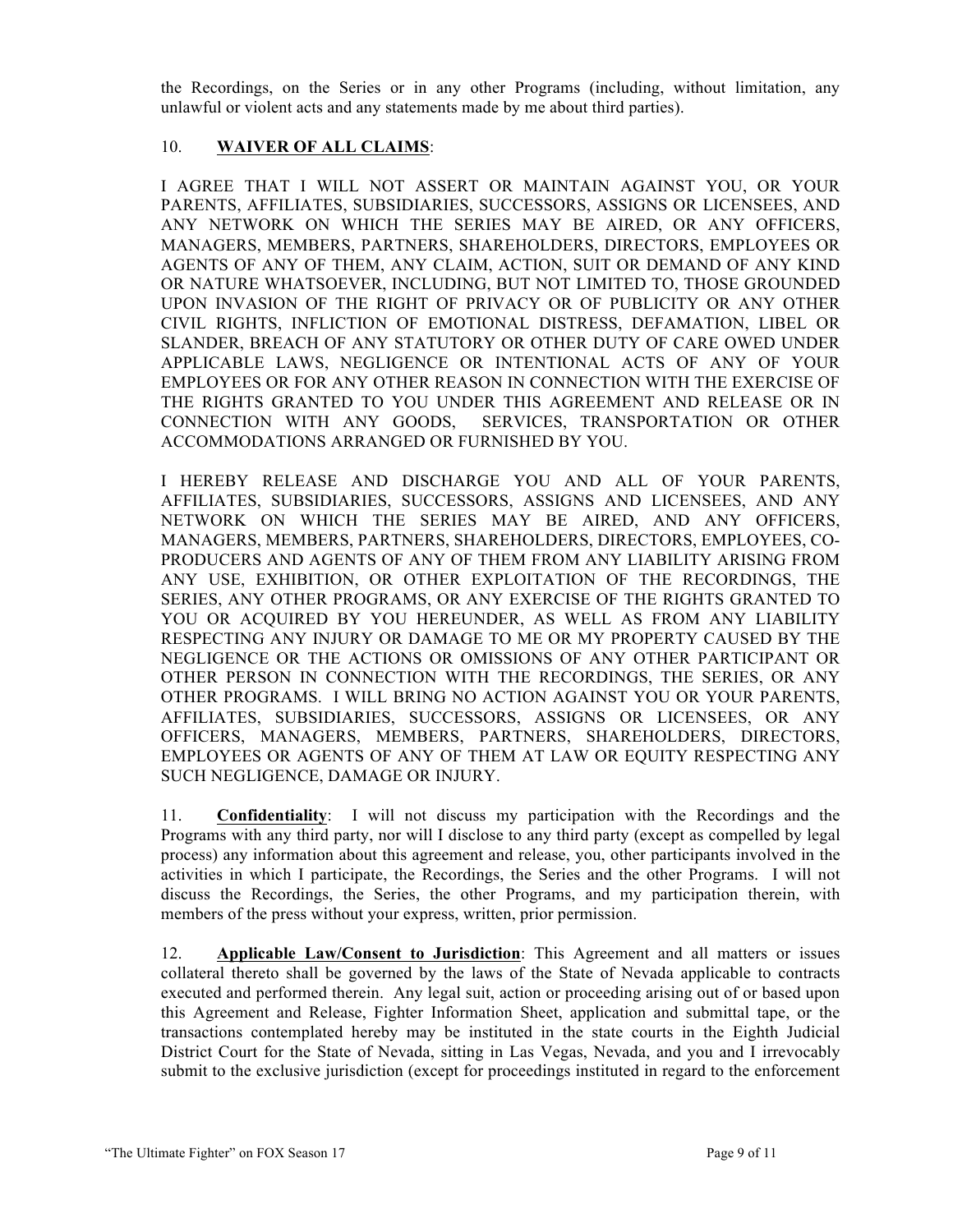the Recordings, on the Series or in any other Programs (including, without limitation, any unlawful or violent acts and any statements made by me about third parties).

10. **WAIVER OF ALL CLAIMS**:

I AGREE THAT I WILL NOT ASSERT OR MAINTAIN AGAINST YOU, OR YOUR PARENTS, AFFILIATES, SUBSIDIARIES, SUCCESSORS, ASSIGNS OR LICENSEES, AND ANY NETWORK ON WHICH THE SERIES MAY BE AIRED, OR ANY OFFICERS, MANAGERS, MEMBERS, PARTNERS, SHAREHOLDERS, DIRECTORS, EMPLOYEES OR AGENTS OF ANY OF THEM, ANY CLAIM, ACTION, SUIT OR DEMAND OF ANY KIND OR NATURE WHATSOEVER, INCLUDING, BUT NOT LIMITED TO, THOSE GROUNDED UPON INVASION OF THE RIGHT OF PRIVACY OR OF PUBLICITY OR ANY OTHER CIVIL RIGHTS, INFLICTION OF EMOTIONAL DISTRESS, DEFAMATION, LIBEL OR SLANDER, BREACH OF ANY STATUTORY OR OTHER DUTY OF CARE OWED UNDER APPLICABLE LAWS, NEGLIGENCE OR INTENTIONAL ACTS OF ANY OF YOUR EMPLOYEES OR FOR ANY OTHER REASON IN CONNECTION WITH THE EXERCISE OF THE RIGHTS GRANTED TO YOU UNDER THIS AGREEMENT AND RELEASE OR IN CONNECTION WITH ANY GOODS, SERVICES, TRANSPORTATION OR OTHER ACCOMMODATIONS ARRANGED OR FURNISHED BY YOU.

I HEREBY RELEASE AND DISCHARGE YOU AND ALL OF YOUR PARENTS, AFFILIATES, SUBSIDIARIES, SUCCESSORS, ASSIGNS AND LICENSEES, AND ANY NETWORK ON WHICH THE SERIES MAY BE AIRED, AND ANY OFFICERS, MANAGERS, MEMBERS, PARTNERS, SHAREHOLDERS, DIRECTORS, EMPLOYEES, CO-PRODUCERS AND AGENTS OF ANY OF THEM FROM ANY LIABILITY ARISING FROM ANY USE, EXHIBITION, OR OTHER EXPLOITATION OF THE RECORDINGS, THE SERIES, ANY OTHER PROGRAMS, OR ANY EXERCISE OF THE RIGHTS GRANTED TO YOU OR ACQUIRED BY YOU HEREUNDER, AS WELL AS FROM ANY LIABILITY RESPECTING ANY INJURY OR DAMAGE TO ME OR MY PROPERTY CAUSED BY THE NEGLIGENCE OR THE ACTIONS OR OMISSIONS OF ANY OTHER PARTICIPANT OR OTHER PERSON IN CONNECTION WITH THE RECORDINGS, THE SERIES, OR ANY OTHER PROGRAMS. I WILL BRING NO ACTION AGAINST YOU OR YOUR PARENTS, AFFILIATES, SUBSIDIARIES, SUCCESSORS, ASSIGNS OR LICENSEES, OR ANY OFFICERS, MANAGERS, MEMBERS, PARTNERS, SHAREHOLDERS, DIRECTORS, EMPLOYEES OR AGENTS OF ANY OF THEM AT LAW OR EQUITY RESPECTING ANY SUCH NEGLIGENCE, DAMAGE OR INJURY.

11. **Confidentiality**: I will not discuss my participation with the Recordings and the Programs with any third party, nor will I disclose to any third party (except as compelled by legal process) any information about this agreement and release, you, other participants involved in the activities in which I participate, the Recordings, the Series and the other Programs. I will not discuss the Recordings, the Series, the other Programs, and my participation therein, with members of the press without your express, written, prior permission.

12. **Applicable Law/Consent to Jurisdiction**: This Agreement and all matters or issues collateral thereto shall be governed by the laws of the State of Nevada applicable to contracts executed and performed therein. Any legal suit, action or proceeding arising out of or based upon this Agreement and Release, Fighter Information Sheet, application and submittal tape, or the transactions contemplated hereby may be instituted in the state courts in the Eighth Judicial District Court for the State of Nevada, sitting in Las Vegas, Nevada, and you and I irrevocably submit to the exclusive jurisdiction (except for proceedings instituted in regard to the enforcement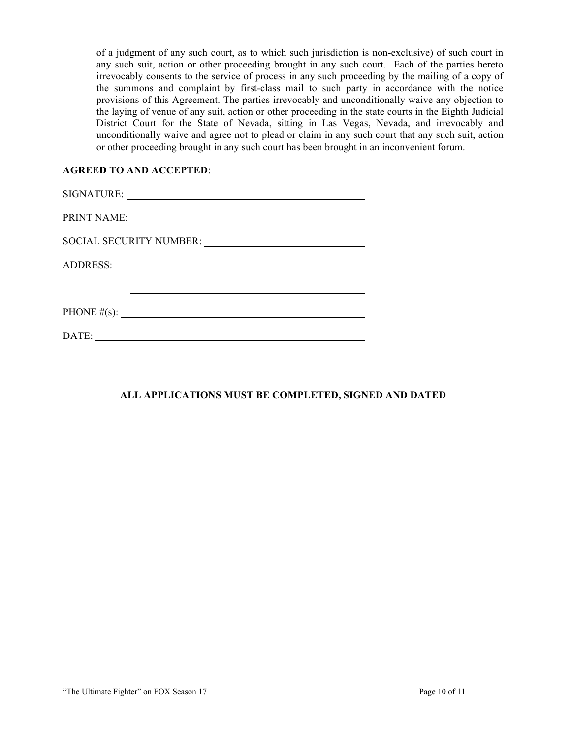of a judgment of any such court, as to which such jurisdiction is non-exclusive) of such court in any such suit, action or other proceeding brought in any such court. Each of the parties hereto irrevocably consents to the service of process in any such proceeding by the mailing of a copy of the summons and complaint by first-class mail to such party in accordance with the notice provisions of this Agreement. The parties irrevocably and unconditionally waive any objection to the laying of venue of any suit, action or other proceeding in the state courts in the Eighth Judicial District Court for the State of Nevada, sitting in Las Vegas, Nevada, and irrevocably and unconditionally waive and agree not to plead or claim in any such court that any such suit, action or other proceeding brought in any such court has been brought in an inconvenient forum.

**AGREED TO AND ACCEPTED**:

SIGNATURE: ______________________________________________

PRINT NAME: ______________________________________________

SOCIAL SECURITY NUMBER: ______________________________

ADDRESS: ______________________________________________

______________________________________________

PHONE #(s): ______________________________________________

DATE: ___________________________________________________

**<u>ALL APPLICATIONS MUST BE COMPLETED, SIGNED AND DATED</u>**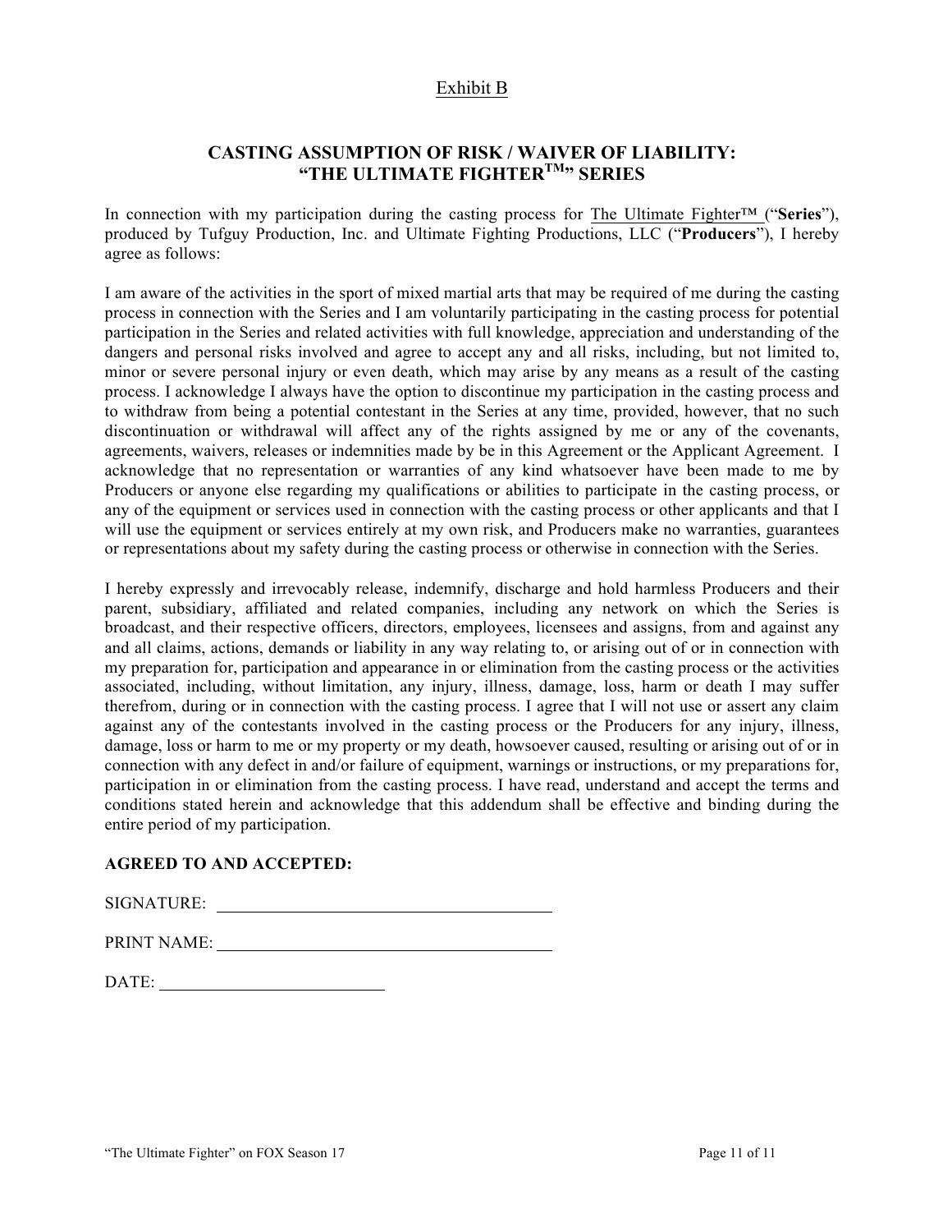Exhibit B

## CASTING ASSUMPTION OF RISK / WAIVER OF LIABILITY: "THE ULTIMATE FIGHTER™" SERIES

In connection with my participation during the casting process for The Ultimate Fighter™ ("**Series**"), produced by Tufguy Production, Inc. and Ultimate Fighting Productions, LLC ("**Producers**"), I hereby agree as follows:

I am aware of the activities in the sport of mixed martial arts that may be required of me during the casting process in connection with the Series and I am voluntarily participating in the casting process for potential participation in the Series and related activities with full knowledge, appreciation and understanding of the dangers and personal risks involved and agree to accept any and all risks, including, but not limited to, minor or severe personal injury or even death, which may arise by any means as a result of the casting process. I acknowledge I always have the option to discontinue my participation in the casting process and to withdraw from being a potential contestant in the Series at any time, provided, however, that no such discontinuation or withdrawal will affect any of the rights assigned by me or any of the covenants, agreements, waivers, releases or indemnities made by be in this Agreement or the Applicant Agreement. I acknowledge that no representation or warranties of any kind whatsoever have been made to me by Producers or anyone else regarding my qualifications or abilities to participate in the casting process, or any of the equipment or services used in connection with the casting process or other applicants and that I will use the equipment or services entirely at my own risk, and Producers make no warranties, guarantees or representations about my safety during the casting process or otherwise in connection with the Series.

I hereby expressly and irrevocably release, indemnify, discharge and hold harmless Producers and their parent, subsidiary, affiliated and related companies, including any network on which the Series is broadcast, and their respective officers, directors, employees, licensees and assigns, from and against any and all claims, actions, demands or liability in any way relating to, or arising out of or in connection with my preparation for, participation and appearance in or elimination from the casting process or the activities associated, including, without limitation, any injury, illness, damage, loss, harm or death I may suffer therefrom, during or in connection with the casting process. I agree that I will not use or assert any claim against any of the contestants involved in the casting process or the Producers for any injury, illness, damage, loss or harm to me or my property or my death, howsoever caused, resulting or arising out of or in connection with any defect in and/or failure of equipment, warnings or instructions, or my preparations for, participation in or elimination from the casting process. I have read, understand and accept the terms and conditions stated herein and acknowledge that this addendum shall be effective and binding during the entire period of my participation.

**AGREED TO AND ACCEPTED:**

SIGNATURE: ______________________________

PRINT NAME: ______________________________

DATE: ____________________